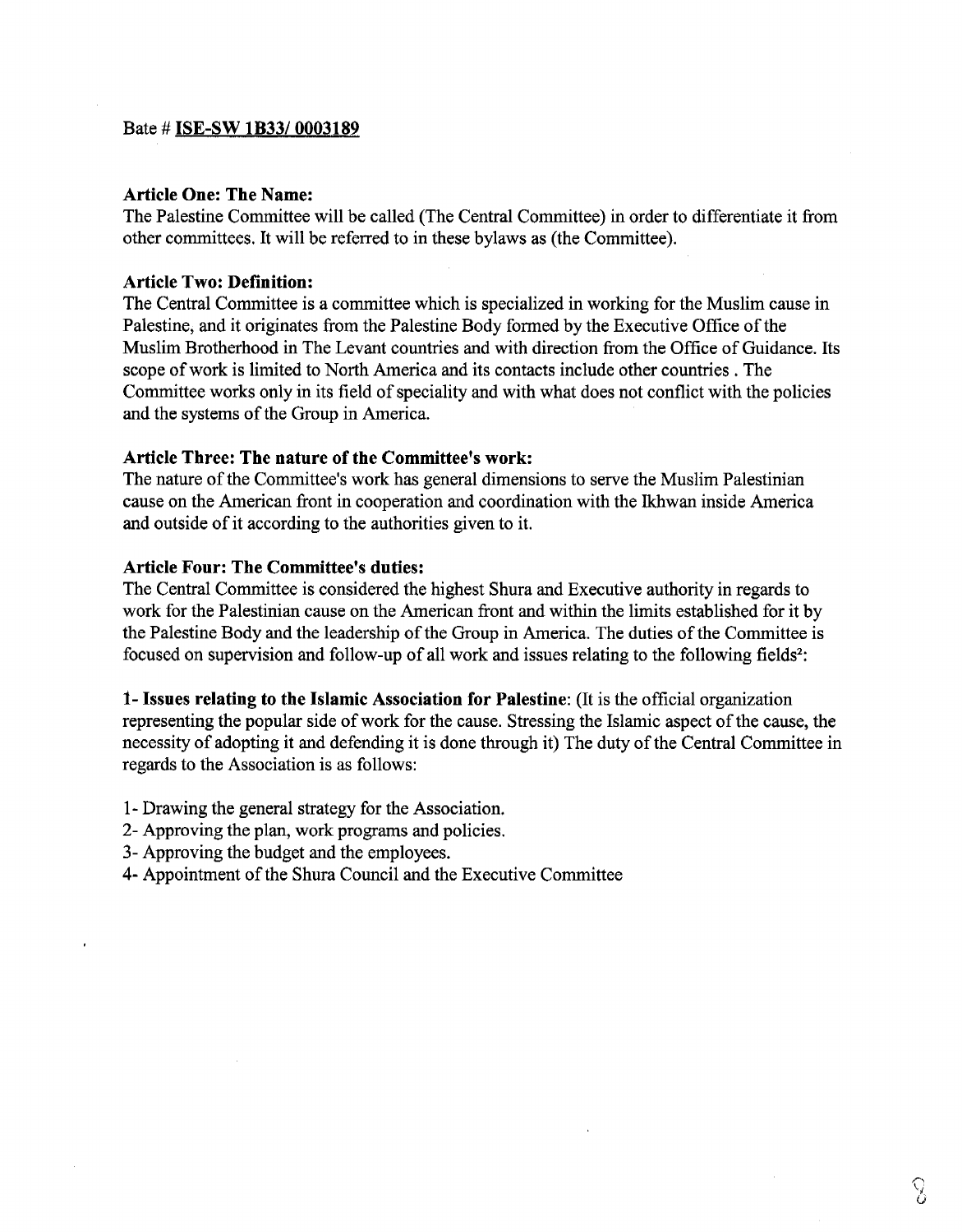Bate # **ISE-SW 1B33/ 0003189**

**Article One: The Name:**
The Palestine Committee will be called (The Central Committee) in order to differentiate it from other committees. It will be referred to in these bylaws as (the Committee).

**Article Two: Definition:**
The Central Committee is a committee which is specialized in working for the Muslim cause in Palestine, and it originates from the Palestine Body formed by the Executive Office of the Muslim Brotherhood in The Levant countries and with direction from the Office of Guidance. Its scope of work is limited to North America and its contacts include other countries . The Committee works only in its field of speciality and with what does not conflict with the policies and the systems of the Group in America.

**Article Three: The nature of the Committee's work:**
The nature of the Committee's work has general dimensions to serve the Muslim Palestinian cause on the American front in cooperation and coordination with the Ikhwan inside America and outside of it according to the authorities given to it.

**Article Four: The Committee's duties:**
The Central Committee is considered the highest Shura and Executive authority in regards to work for the Palestinian cause on the American front and within the limits established for it by the Palestine Body and the leadership of the Group in America. The duties of the Committee is focused on supervision and follow-up of all work and issues relating to the following fields[2]:

**1- Issues relating to the Islamic Association for Palestine**: (It is the official organization representing the popular side of work for the cause. Stressing the Islamic aspect of the cause, the necessity of adopting it and defending it is done through it) The duty of the Central Committee in regards to the Association is as follows:

1- Drawing the general strategy for the Association.
2- Approving the plan, work programs and policies.
3- Approving the budget and the employees.
4- Appointment of the Shura Council and the Executive Committee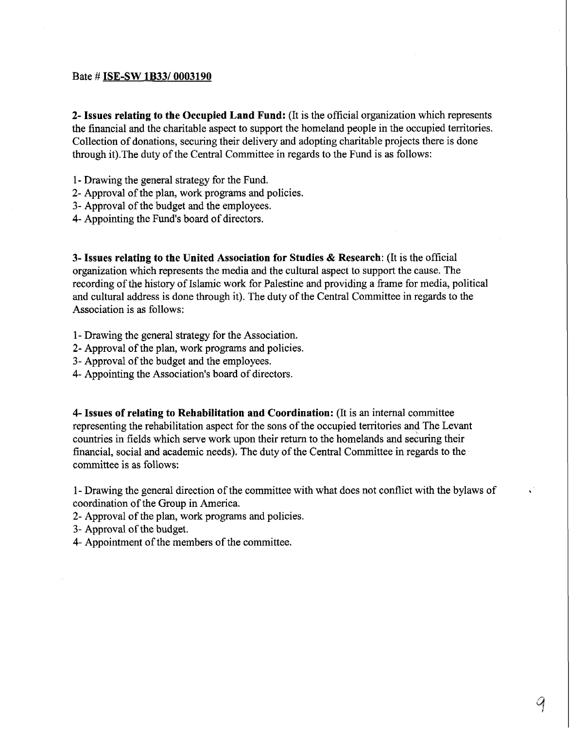Bate # **ISE-SW 1B33/ 0003190**

**2- Issues relating to the Occupied Land Fund:** (It is the official organization which represents the financial and the charitable aspect to support the homeland people in the occupied territories. Collection of donations, securing their delivery and adopting charitable projects there is done through it).The duty of the Central Committee in regards to the Fund is as follows:

1- Drawing the general strategy for the Fund.
2- Approval of the plan, work programs and policies.
3- Approval of the budget and the employees.
4- Appointing the Fund's board of directors.

**3- Issues relating to the United Association for Studies & Research**: (It is the official organization which represents the media and the cultural aspect to support the cause. The recording of the history of Islamic work for Palestine and providing a frame for media, political and cultural address is done through it). The duty of the Central Committee in regards to the Association is as follows:

1- Drawing the general strategy for the Association.
2- Approval of the plan, work programs and policies.
3- Approval of the budget and the employees.
4- Appointing the Association's board of directors.

**4- Issues of relating to Rehabilitation and Coordination:** (It is an internal committee representing the rehabilitation aspect for the sons of the occupied territories and The Levant countries in fields which serve work upon their return to the homelands and securing their financial, social and academic needs). The duty of the Central Committee in regards to the committee is as follows:

1- Drawing the general direction of the committee with what does not conflict with the bylaws of coordination of the Group in America.
2- Approval of the plan, work programs and policies.
3- Approval of the budget.
4- Appointment of the members of the committee.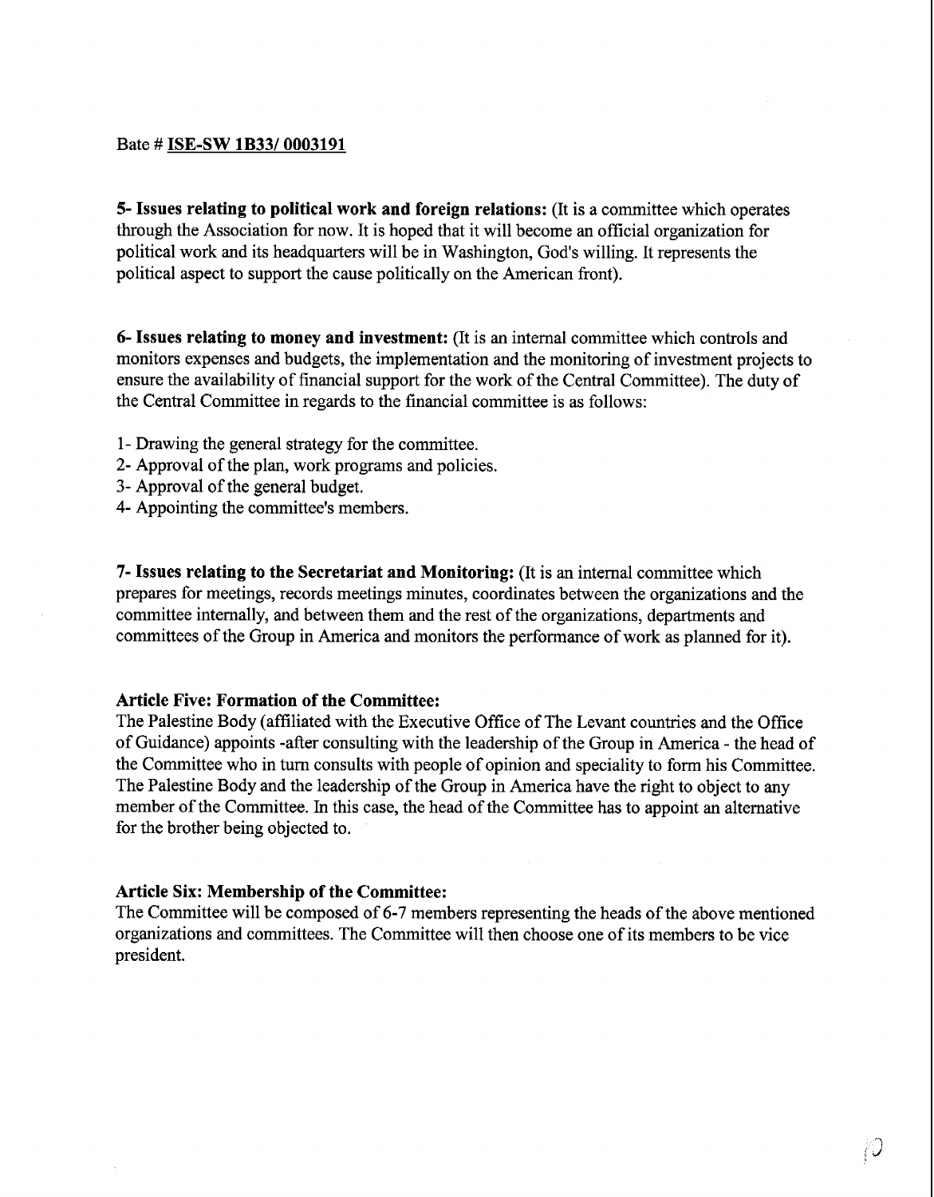Bate # **ISE-SW 1B33/ 0003191**

**5- Issues relating to political work and foreign relations:** (It is a committee which operates through the Association for now. It is hoped that it will become an official organization for political work and its headquarters will be in Washington, God's willing. It represents the political aspect to support the cause politically on the American front).

**6- Issues relating to money and investment:** (It is an internal committee which controls and monitors expenses and budgets, the implementation and the monitoring of investment projects to ensure the availability of financial support for the work of the Central Committee). The duty of the Central Committee in regards to the financial committee is as follows:

1- Drawing the general strategy for the committee.
2- Approval of the plan, work programs and policies.
3- Approval of the general budget.
4- Appointing the committee's members.

**7- Issues relating to the Secretariat and Monitoring:** (It is an internal committee which prepares for meetings, records meetings minutes, coordinates between the organizations and the committee internally, and between them and the rest of the organizations, departments and committees of the Group in America and monitors the performance of work as planned for it).

**Article Five: Formation of the Committee:**
The Palestine Body (affiliated with the Executive Office of The Levant countries and the Office of Guidance) appoints -after consulting with the leadership of the Group in America - the head of the Committee who in turn consults with people of opinion and speciality to form his Committee. The Palestine Body and the leadership of the Group in America have the right to object to any member of the Committee. In this case, the head of the Committee has to appoint an alternative for the brother being objected to.

**Article Six: Membership of the Committee:**
The Committee will be composed of 6-7 members representing the heads of the above mentioned organizations and committees. The Committee will then choose one of its members to be vice president.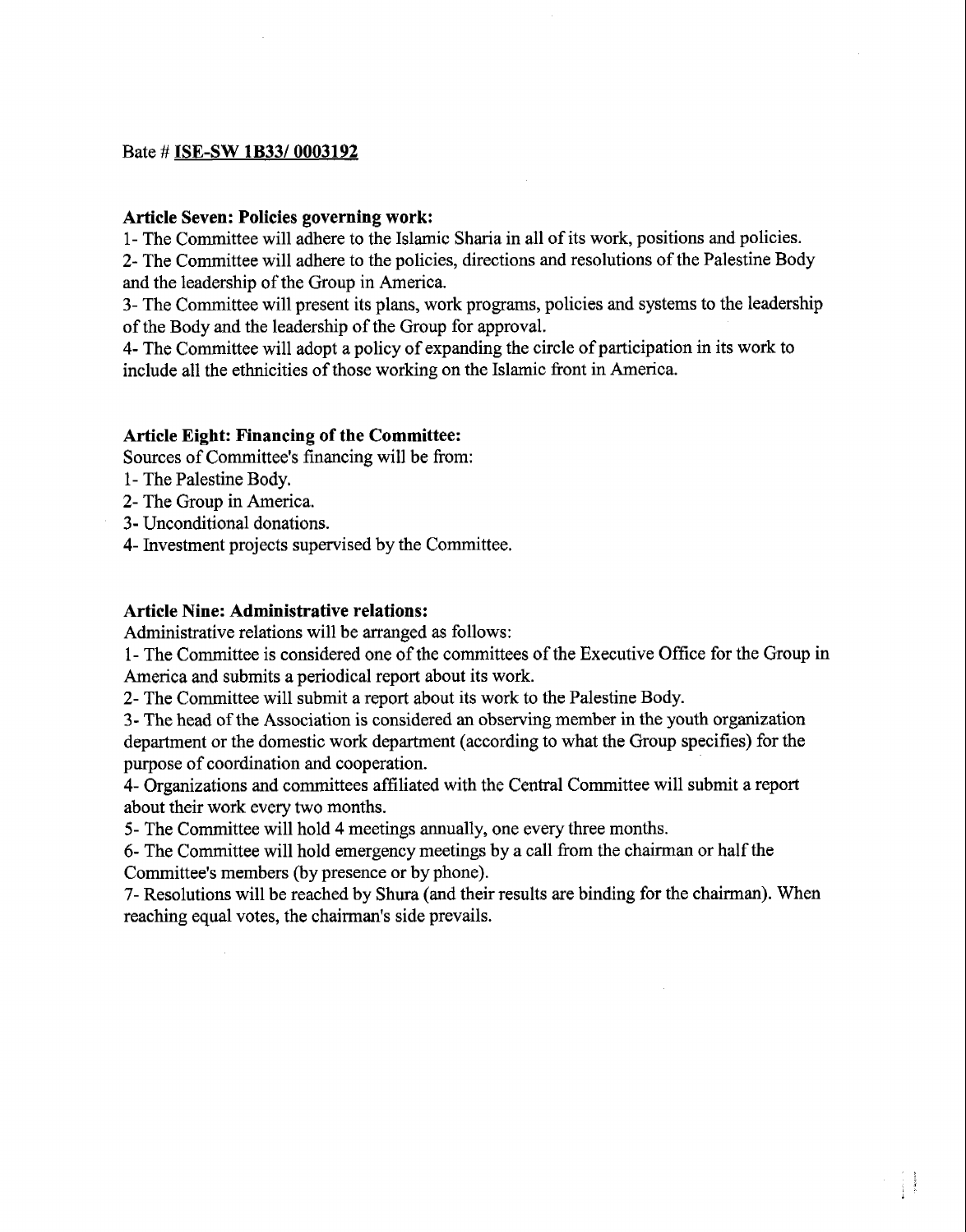Bate # **ISE-SW 1B33/ 0003192**

**Article Seven: Policies governing work:**

1- The Committee will adhere to the Islamic Sharia in all of its work, positions and policies.

2- The Committee will adhere to the policies, directions and resolutions of the Palestine Body and the leadership of the Group in America.

3- The Committee will present its plans, work programs, policies and systems to the leadership of the Body and the leadership of the Group for approval.

4- The Committee will adopt a policy of expanding the circle of participation in its work to include all the ethnicities of those working on the Islamic front in America.

**Article Eight: Financing of the Committee:**

Sources of Committee's financing will be from:

1- The Palestine Body.

2- The Group in America.

3- Unconditional donations.

4- Investment projects supervised by the Committee.

**Article Nine: Administrative relations:**

Administrative relations will be arranged as follows:

1- The Committee is considered one of the committees of the Executive Office for the Group in America and submits a periodical report about its work.

2- The Committee will submit a report about its work to the Palestine Body.

3- The head of the Association is considered an observing member in the youth organization department or the domestic work department (according to what the Group specifies) for the purpose of coordination and cooperation.

4- Organizations and committees affiliated with the Central Committee will submit a report about their work every two months.

5- The Committee will hold 4 meetings annually, one every three months.

6- The Committee will hold emergency meetings by a call from the chairman or half the Committee's members (by presence or by phone).

7- Resolutions will be reached by Shura (and their results are binding for the chairman). When reaching equal votes, the chairman's side prevails.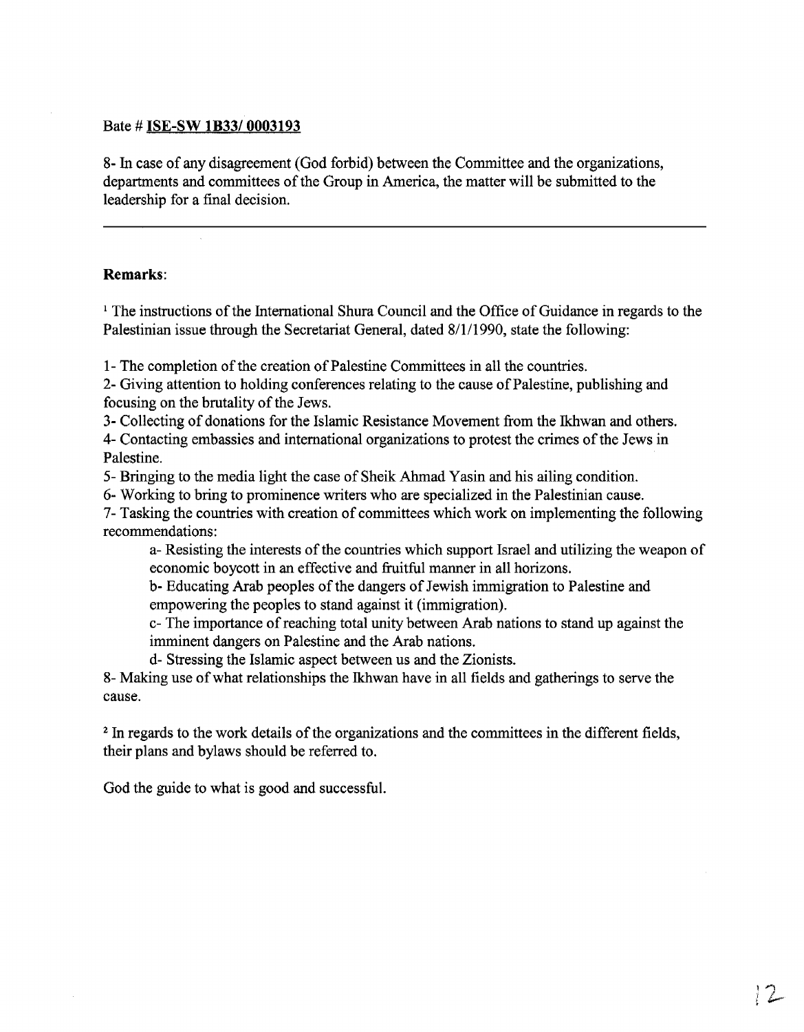Bate # **ISE-SW 1B33/ 0003193**

8- In case of any disagreement (God forbid) between the Committee and the organizations, departments and committees of the Group in America, the matter will be submitted to the leadership for a final decision.

---

**Remarks**:

[1] The instructions of the International Shura Council and the Office of Guidance in regards to the Palestinian issue through the Secretariat General, dated 8/1/1990, state the following:

1- The completion of the creation of Palestine Committees in all the countries.
2- Giving attention to holding conferences relating to the cause of Palestine, publishing and focusing on the brutality of the Jews.
3- Collecting of donations for the Islamic Resistance Movement from the Ikhwan and others.
4- Contacting embassies and international organizations to protest the crimes of the Jews in Palestine.
5- Bringing to the media light the case of Sheik Ahmad Yasin and his ailing condition.
6- Working to bring to prominence writers who are specialized in the Palestinian cause.
7- Tasking the countries with creation of committees which work on implementing the following recommendations:

    a- Resisting the interests of the countries which support Israel and utilizing the weapon of economic boycott in an effective and fruitful manner in all horizons.
    b- Educating Arab peoples of the dangers of Jewish immigration to Palestine and empowering the peoples to stand against it (immigration).
    c- The importance of reaching total unity between Arab nations to stand up against the imminent dangers on Palestine and the Arab nations.
    d- Stressing the Islamic aspect between us and the Zionists.

8- Making use of what relationships the Ikhwan have in all fields and gatherings to serve the cause.

[2] In regards to the work details of the organizations and the committees in the different fields, their plans and bylaws should be referred to.

God the guide to what is good and successful.